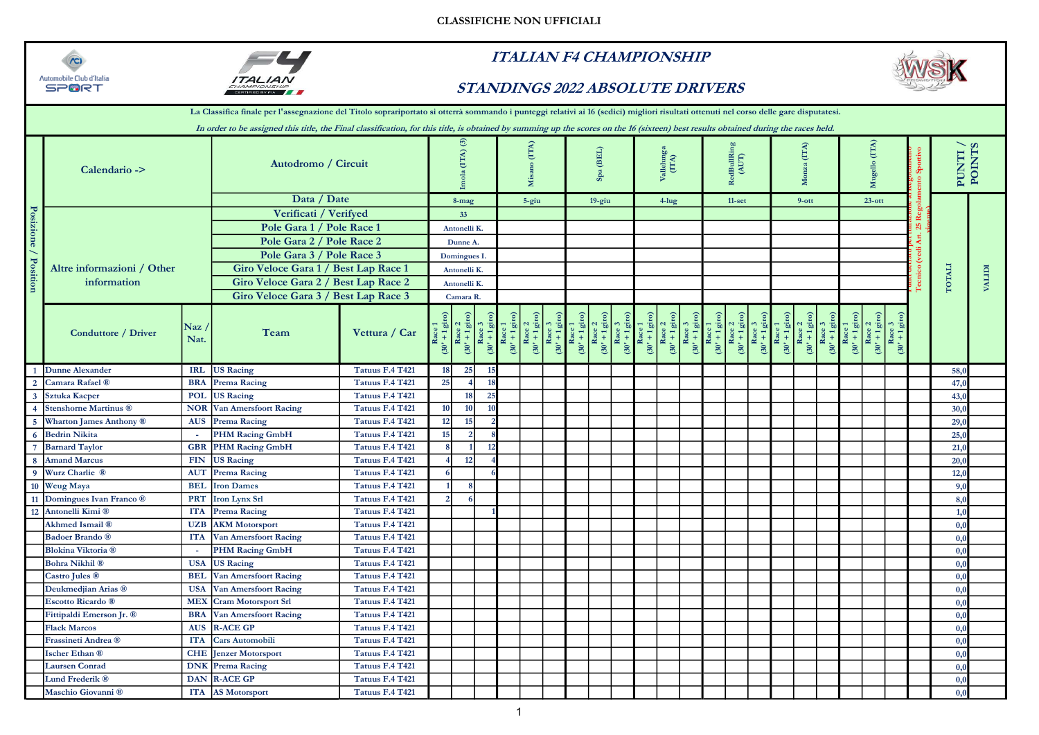CLASSIFICHE NON UFFICIALI

# ITALIAN F4 CHAMPIONSHIP

## STANDINGS 2022 ABSOLUTE DRIVERS

La Classifica finale per l'assegnazione del Titolo soprariportato si otterrà sommando i punteggi relativi ai 16 (sedici) migliori risultati ottenuti nel corso delle gare disputatesi.

*In order to be assigned this title, the Final classification, for this title, is obtained by summing up the scores on the 16 (sixteen) best results obtained during the races held.*

| Posizione / Position | Calendario -> | | Autodromo / Circuit | | Imola (ITA) (3) | | | Misano (ITA) | | | Spa (BEL) | | | Vallelunga (ITA) | | | RedBullRing (AUT) | | | Monza (ITA) | | | Mugello (ITA) | | | Punti tolti per infrazione a Regolamento Tecnico (vedi Art. 25 Regolamento Sportivo vigente) | PUNTI / POINTS | |
|---|---|---|---|---|---|---|---|---|---|---|---|---|---|---|---|---|---|---|---|---|---|---|---|---|---|---|---|---|
| | | | Data / Date | | 8-mag | | | 5-giu | | | 19-giu | | | 4-lug | | | 11-set | | | 9-ott | | | 23-ott | | | | | |
| | Altre informazioni / Other information | | Verificati / Verifyed | | 33 | | | | | | | | | | | | | | | | | | | | | | | |
| | | | Pole Gara 1 / Pole Race 1 | | Antonelli K. | | | | | | | | | | | | | | | | | | | | | | | |
| | | | Pole Gara 2 / Pole Race 2 | | Dunne A. | | | | | | | | | | | | | | | | | | | | | | | |
| | | | Pole Gara 3 / Pole Race 3 | | Domingues I. | | | | | | | | | | | | | | | | | | | | | | | |
| | | | Giro Veloce Gara 1 / Best Lap Race 1 | | Antonelli K. | | | | | | | | | | | | | | | | | | | | | | | |
| | | | Giro Veloce Gara 2 / Best Lap Race 2 | | Antonelli K. | | | | | | | | | | | | | | | | | | | | | | | |
| | | | Giro Veloce Gara 3 / Best Lap Race 3 | | Camara R. | | | | | | | | | | | | | | | | | | | | | | | |
| | Conduttore / Driver | Naz / Nat. | Team | Vettura / Car | Race 1 (30' + 1 giro) | Race 2 (30' + 1 giro) | Race 3 (30' + 1 giro) | Race 1 (30' + 1 giro) | Race 2 (30' + 1 giro) | Race 3 (30' + 1 giro) | Race 1 (30' + 1 giro) | Race 2 (30' + 1 giro) | Race 3 (30' + 1 giro) | Race 1 (30' + 1 giro) | Race 2 (30' + 1 giro) | Race 3 (30' + 1 giro) | Race 1 (30' + 1 giro) | Race 2 (30' + 1 giro) | Race 3 (30' + 1 giro) | Race 1 (30' + 1 giro) | Race 2 (30' + 1 giro) | Race 3 (30' + 1 giro) | Race 1 (30' + 1 giro) | Race 2 (30' + 1 giro) | Race 3 (30' + 1 giro) | | TOTALI | VALIDI |
| 1 | Dunne Alexander | IRL | US Racing | Tatuus F.4 T421 | 18 | 25 | 15 | | | | | | | | | | | | | | | | | | | | 58,0 | |
| 2 | Camara Rafael ® | BRA | Prema Racing | Tatuus F.4 T421 | 25 | 4 | 18 | | | | | | | | | | | | | | | | | | | | 47,0 | |
| 3 | Sztuka Kacper | POL | US Racing | Tatuus F.4 T421 | | 18 | 25 | | | | | | | | | | | | | | | | | | | | 43,0 | |
| 4 | Stenshorne Martinus ® | NOR | Van Amersfoort Racing | Tatuus F.4 T421 | 10 | 10 | 10 | | | | | | | | | | | | | | | | | | | | 30,0 | |
| 5 | Wharton James Anthony ® | AUS | Prema Racing | Tatuus F.4 T421 | 12 | 15 | 2 | | | | | | | | | | | | | | | | | | | | 29,0 | |
| 6 | Bedrin Nikita | - | PHM Racing GmbH | Tatuus F.4 T421 | 15 | 2 | 8 | | | | | | | | | | | | | | | | | | | | 25,0 | |
| 7 | Barnard Taylor | GBR | PHM Racing GmbH | Tatuus F.4 T421 | 8 | 1 | 12 | | | | | | | | | | | | | | | | | | | | 21,0 | |
| 8 | Amand Marcus | FIN | US Racing | Tatuus F.4 T421 | 4 | 12 | 4 | | | | | | | | | | | | | | | | | | | | 20,0 | |
| 9 | Wurz Charlie ® | AUT | Prema Racing | Tatuus F.4 T421 | 6 | | 6 | | | | | | | | | | | | | | | | | | | | 12,0 | |
| 10 | Weug Maya | BEL | Iron Dames | Tatuus F.4 T421 | 1 | 8 | | | | | | | | | | | | | | | | | | | | | 9,0 | |
| 11 | Domingues Ivan Franco ® | PRT | Iron Lynx Srl | Tatuus F.4 T421 | 2 | 6 | | | | | | | | | | | | | | | | | | | | | 8,0 | |
| 12 | Antonelli Kimi ® | ITA | Prema Racing | Tatuus F.4 T421 | | | 1 | | | | | | | | | | | | | | | | | | | | 1,0 | |
| | Akhmed Ismail ® | UZB | AKM Motorsport | Tatuus F.4 T421 | | | | | | | | | | | | | | | | | | | | | | | 0,0 | |
| | Badoer Brando ® | ITA | Van Amersfoort Racing | Tatuus F.4 T421 | | | | | | | | | | | | | | | | | | | | | | | 0,0 | |
| | Blokina Viktoria ® | - | PHM Racing GmbH | Tatuus F.4 T421 | | | | | | | | | | | | | | | | | | | | | | | 0,0 | |
| | Bohra Nikhil ® | USA | US Racing | Tatuus F.4 T421 | | | | | | | | | | | | | | | | | | | | | | | 0,0 | |
| | Castro Jules ® | BEL | Van Amersfoort Racing | Tatuus F.4 T421 | | | | | | | | | | | | | | | | | | | | | | | 0,0 | |
| | Deukmedjian Arias ® | USA | Van Amersfoort Racing | Tatuus F.4 T421 | | | | | | | | | | | | | | | | | | | | | | | 0,0 | |
| | Escotto Ricardo ® | MEX | Cram Motorsport Srl | Tatuus F.4 T421 | | | | | | | | | | | | | | | | | | | | | | | 0,0 | |
| | Fittipaldi Emerson Jr. ® | BRA | Van Amersfoort Racing | Tatuus F.4 T421 | | | | | | | | | | | | | | | | | | | | | | | 0,0 | |
| | Flack Marcos | AUS | R-ACE GP | Tatuus F.4 T421 | | | | | | | | | | | | | | | | | | | | | | | 0,0 | |
| | Frassineti Andrea ® | ITA | Cars Automobili | Tatuus F.4 T421 | | | | | | | | | | | | | | | | | | | | | | | 0,0 | |
| | Ischer Ethan ® | CHE | Jenzer Motorsport | Tatuus F.4 T421 | | | | | | | | | | | | | | | | | | | | | | | 0,0 | |
| | Laursen Conrad | DNK | Prema Racing | Tatuus F.4 T421 | | | | | | | | | | | | | | | | | | | | | | | 0,0 | |
| | Lund Frederik ® | DAN | R-ACE GP | Tatuus F.4 T421 | | | | | | | | | | | | | | | | | | | | | | | 0,0 | |
| | Maschio Giovanni ® | ITA | AS Motorsport | Tatuus F.4 T421 | | | | | | | | | | | | | | | | | | | | | | | 0,0 | |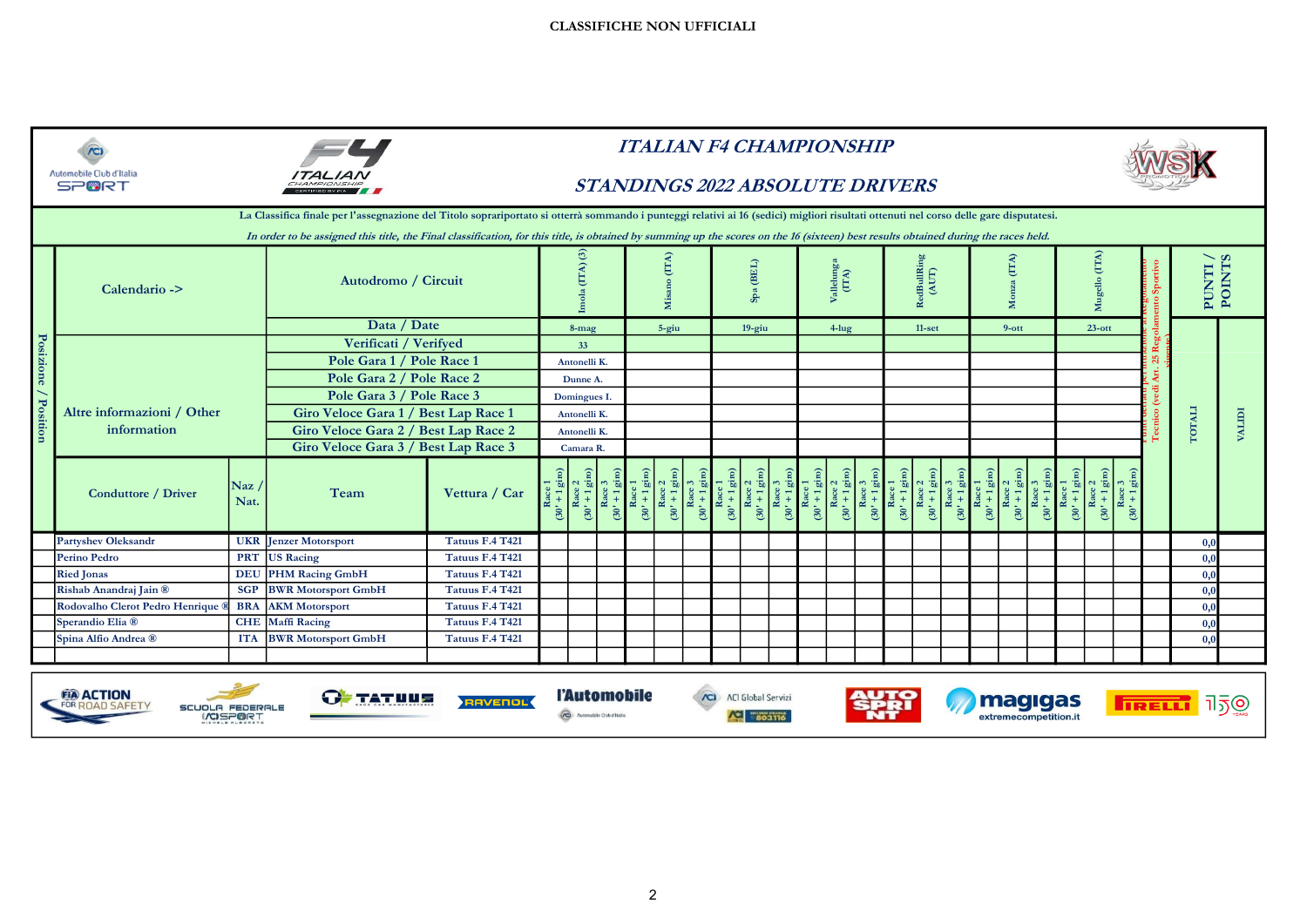CLASSIFICHE NON UFFICIALI

# ITALIAN F4 CHAMPIONSHIP

## STANDINGS 2022 ABSOLUTE DRIVERS

La Classifica finale per l'assegnazione del Titolo soprariportato si otterrà sommando i punteggi relativi ai 16 (sedici) migliori risultati ottenuti nel corso delle gare disputatesi.

*In order to be assigned this title, the Final classification, for this title, is obtained by summing up the scores on the 16 (sixteen) best results obtained during the races held.*

| Calendario -> | | Autodromo / Circuit | | Imola (ITA) (3) | | | Misano (ITA) | | | Spa (BEL) | | | Vallelunga (ITA) | | | RedBullRing (AUT) | | | Monza (ITA) | | | Mugello (ITA) | | | Punti tolti per infrazione al Regolamento Tecnico (vedi Art. 25 Regolamento Sportivo vigente) | PUNTI / POINTS | |
|---|---|---|---|---|---|---|---|---|---|---|---|---|---|---|---|---|---|---|---|---|---|---|---|---|---|---|---|---|
| | | Data / Date | | 8-mag | | | 5-giu | | | 19-giu | | | 4-lug | | | 11-set | | | 9-ott | | | 23-ott | | | | TOTALI | VALIDI |
| Altre informazioni / Other information | | Verificati / Verifyed | | 33 | | | | | | | | | | | | | | | | | | | | | | | |
| | | Pole Gara 1 / Pole Race 1 | | Antonelli K. | | | | | | | | | | | | | | | | | | | | | | | |
| | | Pole Gara 2 / Pole Race 2 | | Dunne A. | | | | | | | | | | | | | | | | | | | | | | | |
| | | Pole Gara 3 / Pole Race 3 | | Domingues I. | | | | | | | | | | | | | | | | | | | | | | | |
| | | Giro Veloce Gara 1 / Best Lap Race 1 | | Antonelli K. | | | | | | | | | | | | | | | | | | | | | | | |
| | | Giro Veloce Gara 2 / Best Lap Race 2 | | Antonelli K. | | | | | | | | | | | | | | | | | | | | | | | |
| | | Giro Veloce Gara 3 / Best Lap Race 3 | | Camara R. | | | | | | | | | | | | | | | | | | | | | | | |
| Conduttore / Driver | Naz / Nat. | Team | Vettura / Car | Race 1 (30' + 1 giro) | Race 2 (30' + 1 giro) | Race 3 (30' + 1 giro) | Race 1 (30' + 1 giro) | Race 2 (30' + 1 giro) | Race 3 (30' + 1 giro) | Race 1 (30' + 1 giro) | Race 2 (30' + 1 giro) | Race 3 (30' + 1 giro) | Race 1 (30' + 1 giro) | Race 2 (30' + 1 giro) | Race 3 (30' + 1 giro) | Race 1 (30' + 1 giro) | Race 2 (30' + 1 giro) | Race 3 (30' + 1 giro) | Race 1 (30' + 1 giro) | Race 2 (30' + 1 giro) | Race 3 (30' + 1 giro) | Race 1 (30' + 1 giro) | Race 2 (30' + 1 giro) | Race 3 (30' + 1 giro) | | | |
| Partyshev Oleksandr | UKR | Jenzer Motorsport | Tatuus F.4 T421 | | | | | | | | | | | | | | | | | | | | | | | 0,0 | |
| Perino Pedro | PRT | US Racing | Tatuus F.4 T421 | | | | | | | | | | | | | | | | | | | | | | | 0,0 | |
| Ried Jonas | DEU | PHM Racing GmbH | Tatuus F.4 T421 | | | | | | | | | | | | | | | | | | | | | | | 0,0 | |
| Rishab Anandraj Jain ® | SGP | BWR Motorsport GmbH | Tatuus F.4 T421 | | | | | | | | | | | | | | | | | | | | | | | 0,0 | |
| Rodovalho Clerot Pedro Henrique ® | BRA | AKM Motorsport | Tatuus F.4 T421 | | | | | | | | | | | | | | | | | | | | | | | 0,0 | |
| Sperandio Elia ® | CHE | Maffi Racing | Tatuus F.4 T421 | | | | | | | | | | | | | | | | | | | | | | | 0,0 | |
| Spina Alfio Andrea ® | ITA | BWR Motorsport GmbH | Tatuus F.4 T421 | | | | | | | | | | | | | | | | | | | | | | | 0,0 | |